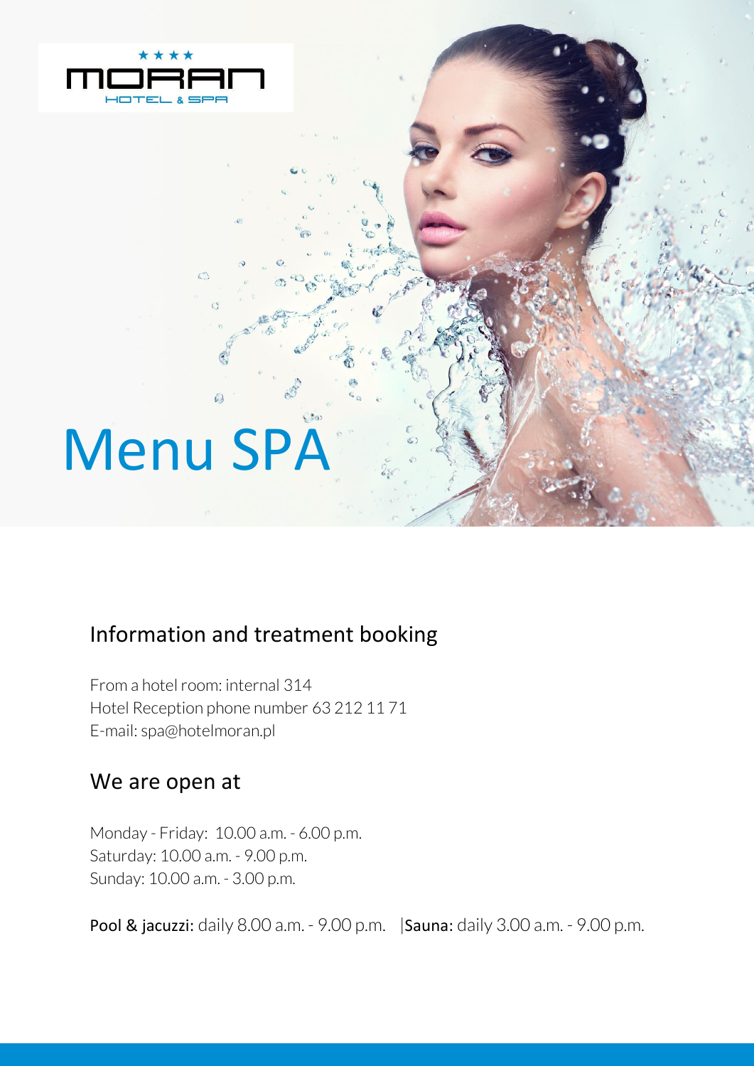# Menu SPA

## Information and treatment booking

From a hotel room: internal 314
Hotel Reception phone number 63 212 11 71
E-mail: spa@hotelmoran.pl

## We are open at

Monday - Friday: 10.00 a.m. - 6.00 p.m.
Saturday: 10.00 a.m. - 9.00 p.m.
Sunday: 10.00 a.m. - 3.00 p.m.

**Pool & jacuzzi:** daily 8.00 a.m. - 9.00 p.m. | **Sauna:** daily 3.00 a.m. - 9.00 p.m.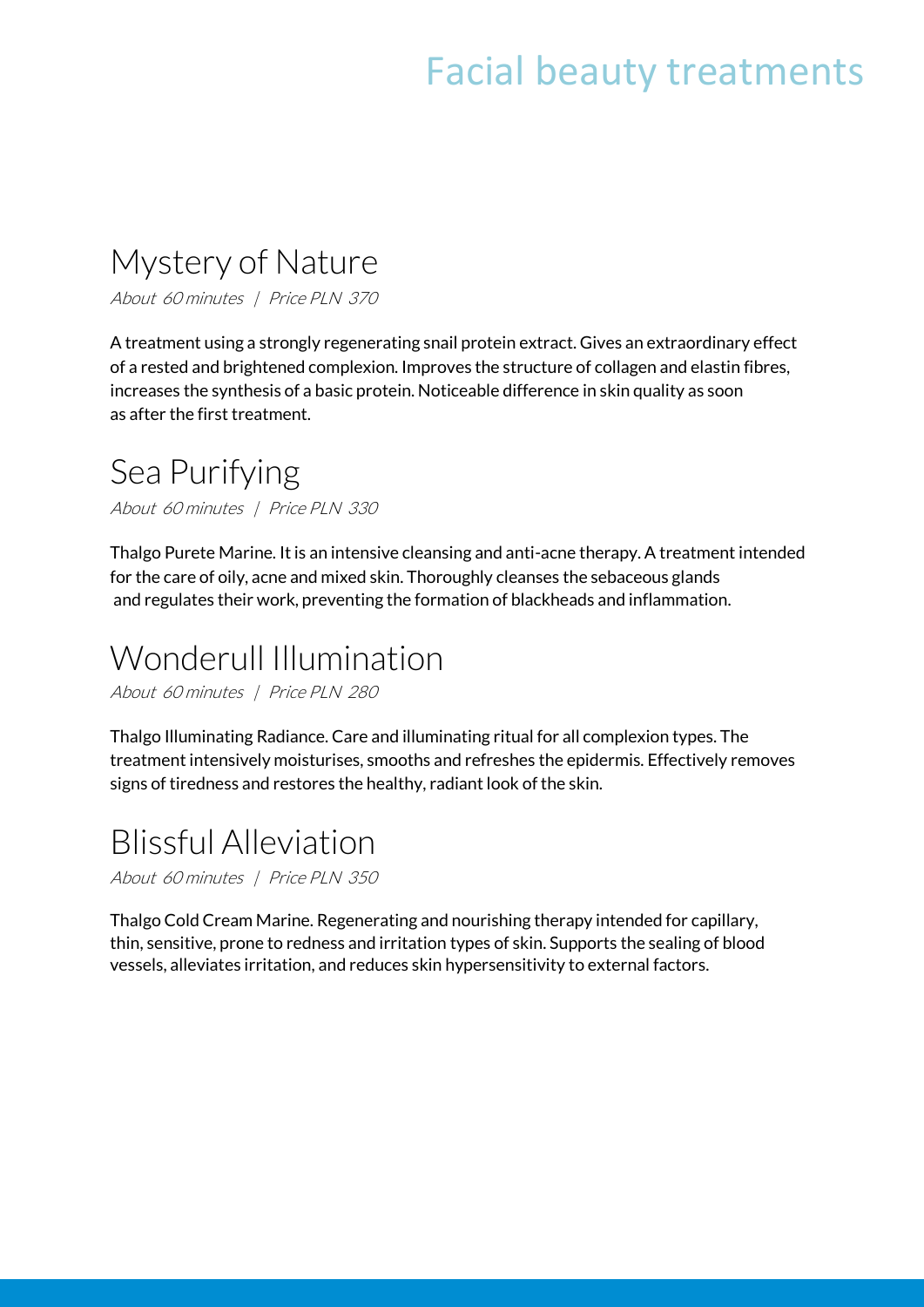# Facial beauty treatments

## Mystery of Nature

*About 60 minutes | Price PLN 370*

A treatment using a strongly regenerating snail protein extract. Gives an extraordinary effect of a rested and brightened complexion. Improves the structure of collagen and elastin fibres, increases the synthesis of a basic protein. Noticeable difference in skin quality as soon as after the first treatment.

## Sea Purifying

*About 60 minutes | Price PLN 330*

Thalgo Purete Marine. It is an intensive cleansing and anti-acne therapy. A treatment intended for the care of oily, acne and mixed skin. Thoroughly cleanses the sebaceous glands and regulates their work, preventing the formation of blackheads and inflammation.

## Wonderull Illumination

*About 60 minutes | Price PLN 280*

Thalgo Illuminating Radiance. Care and illuminating ritual for all complexion types. The treatment intensively moisturises, smooths and refreshes the epidermis. Effectively removes signs of tiredness and restores the healthy, radiant look of the skin.

## Blissful Alleviation

*About 60 minutes | Price PLN 350*

Thalgo Cold Cream Marine. Regenerating and nourishing therapy intended for capillary, thin, sensitive, prone to redness and irritation types of skin. Supports the sealing of blood vessels, alleviates irritation, and reduces skin hypersensitivity to external factors.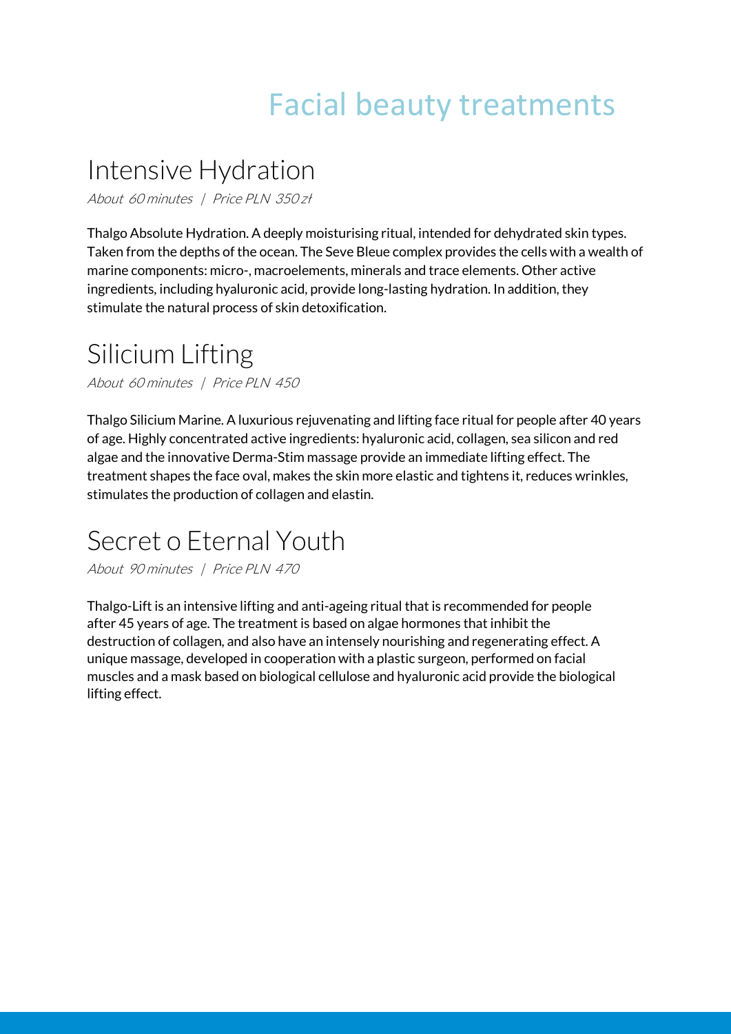# Facial beauty treatments

## Intensive Hydration

*About 60 minutes | Price PLN 350 zł*

Thalgo Absolute Hydration. A deeply moisturising ritual, intended for dehydrated skin types. Taken from the depths of the ocean. The Seve Bleue complex provides the cells with a wealth of marine components: micro-, macroelements, minerals and trace elements. Other active ingredients, including hyaluronic acid, provide long-lasting hydration. In addition, they stimulate the natural process of skin detoxification.

## Silicium Lifting

*About 60 minutes | Price PLN 450*

Thalgo Silicium Marine. A luxurious rejuvenating and lifting face ritual for people after 40 years of age. Highly concentrated active ingredients: hyaluronic acid, collagen, sea silicon and red algae and the innovative Derma-Stim massage provide an immediate lifting effect. The treatment shapes the face oval, makes the skin more elastic and tightens it, reduces wrinkles, stimulates the production of collagen and elastin.

## Secret o Eternal Youth

*About 90 minutes | Price PLN 470*

Thalgo-Lift is an intensive lifting and anti-ageing ritual that is recommended for people after 45 years of age. The treatment is based on algae hormones that inhibit the destruction of collagen, and also have an intensely nourishing and regenerating effect. A unique massage, developed in cooperation with a plastic surgeon, performed on facial muscles and a mask based on biological cellulose and hyaluronic acid provide the biological lifting effect.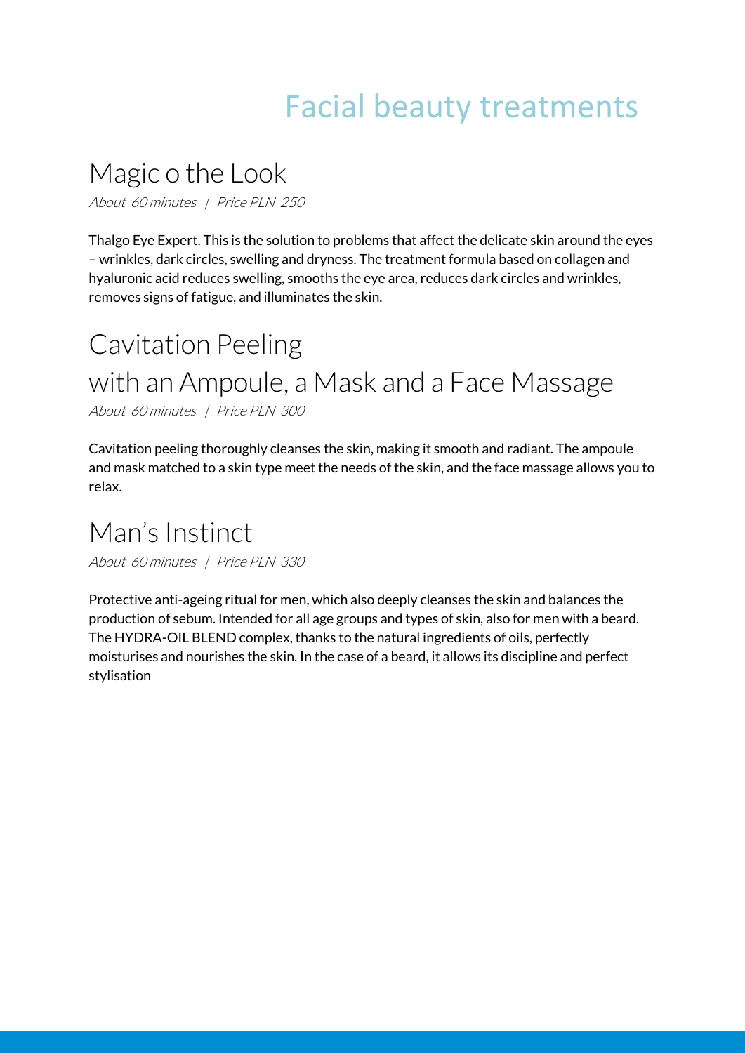# Facial beauty treatments

## Magic o the Look

*About 60 minutes | Price PLN 250*

Thalgo Eye Expert. This is the solution to problems that affect the delicate skin around the eyes – wrinkles, dark circles, swelling and dryness. The treatment formula based on collagen and hyaluronic acid reduces swelling, smooths the eye area, reduces dark circles and wrinkles, removes signs of fatigue, and illuminates the skin.

## Cavitation Peeling with an Ampoule, a Mask and a Face Massage

*About 60 minutes | Price PLN 300*

Cavitation peeling thoroughly cleanses the skin, making it smooth and radiant. The ampoule and mask matched to a skin type meet the needs of the skin, and the face massage allows you to relax.

## Man's Instinct

*About 60 minutes | Price PLN 330*

Protective anti-ageing ritual for men, which also deeply cleanses the skin and balances the production of sebum. Intended for all age groups and types of skin, also for men with a beard. The HYDRA-OIL BLEND complex, thanks to the natural ingredients of oils, perfectly moisturises and nourishes the skin. In the case of a beard, it allows its discipline and perfect stylisation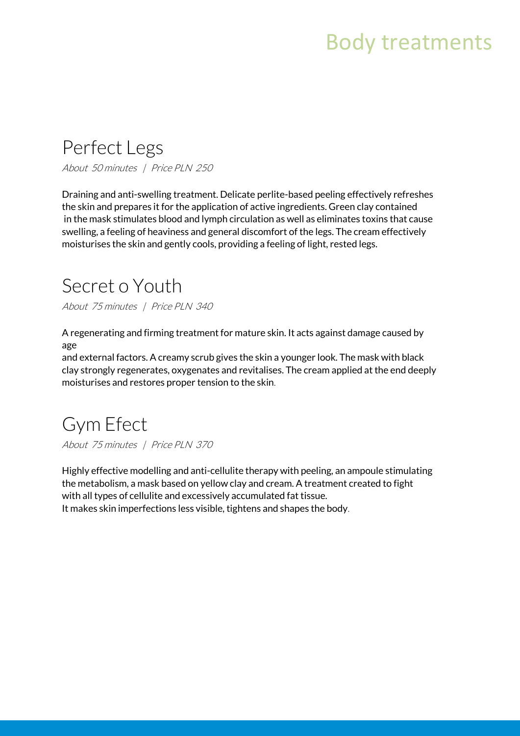# Body treatments

## Perfect Legs

*About 50 minutes | Price PLN 250*

Draining and anti-swelling treatment. Delicate perlite-based peeling effectively refreshes the skin and prepares it for the application of active ingredients. Green clay contained in the mask stimulates blood and lymph circulation as well as eliminates toxins that cause swelling, a feeling of heaviness and general discomfort of the legs. The cream effectively moisturises the skin and gently cools, providing a feeling of light, rested legs.

## Secret o Youth

*About 75 minutes | Price PLN 340*

A regenerating and firming treatment for mature skin. It acts against damage caused by age
and external factors. A creamy scrub gives the skin a younger look. The mask with black clay strongly regenerates, oxygenates and revitalises. The cream applied at the end deeply moisturises and restores proper tension to the skin.

## Gym Efect

*About 75 minutes | Price PLN 370*

Highly effective modelling and anti-cellulite therapy with peeling, an ampoule stimulating the metabolism, a mask based on yellow clay and cream. A treatment created to fight with all types of cellulite and excessively accumulated fat tissue.
It makes skin imperfections less visible, tightens and shapes the body.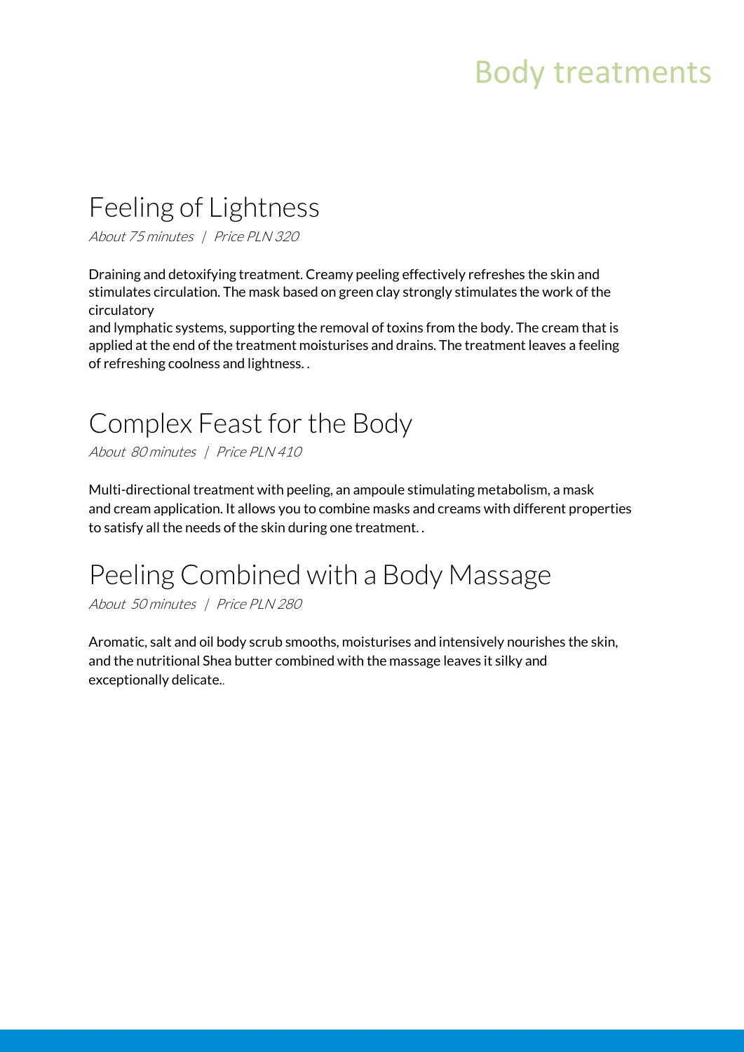# Body treatments

## Feeling of Lightness

*About 75 minutes | Price PLN 320*

Draining and detoxifying treatment. Creamy peeling effectively refreshes the skin and stimulates circulation. The mask based on green clay strongly stimulates the work of the circulatory
and lymphatic systems, supporting the removal of toxins from the body. The cream that is applied at the end of the treatment moisturises and drains. The treatment leaves a feeling of refreshing coolness and lightness. .

## Complex Feast for the Body

*About 80 minutes | Price PLN 410*

Multi-directional treatment with peeling, an ampoule stimulating metabolism, a mask and cream application. It allows you to combine masks and creams with different properties to satisfy all the needs of the skin during one treatment. .

## Peeling Combined with a Body Massage

*About 50 minutes | Price PLN 280*

Aromatic, salt and oil body scrub smooths, moisturises and intensively nourishes the skin, and the nutritional Shea butter combined with the massage leaves it silky and exceptionally delicate..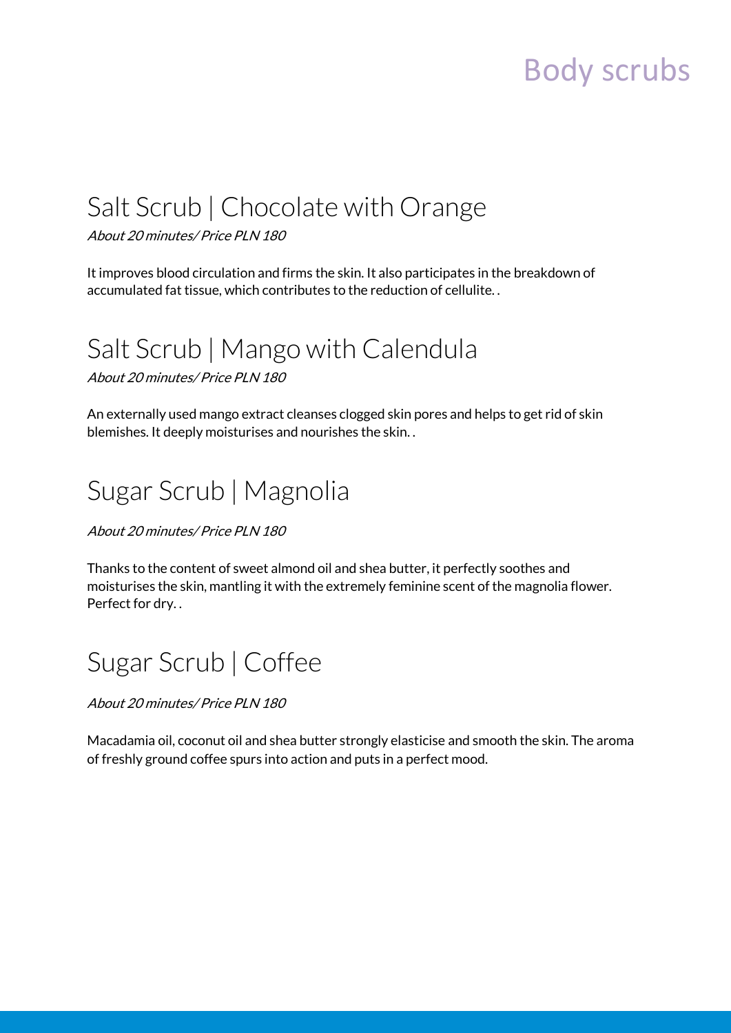# Body scrubs

## Salt Scrub | Chocolate with Orange

*About 20 minutes/ Price PLN 180*

It improves blood circulation and firms the skin. It also participates in the breakdown of accumulated fat tissue, which contributes to the reduction of cellulite. .

## Salt Scrub | Mango with Calendula

*About 20 minutes/ Price PLN 180*

An externally used mango extract cleanses clogged skin pores and helps to get rid of skin blemishes. It deeply moisturises and nourishes the skin. .

## Sugar Scrub | Magnolia

*About 20 minutes/ Price PLN 180*

Thanks to the content of sweet almond oil and shea butter, it perfectly soothes and moisturises the skin, mantling it with the extremely feminine scent of the magnolia flower. Perfect for dry. .

## Sugar Scrub | Coffee

*About 20 minutes/ Price PLN 180*

Macadamia oil, coconut oil and shea butter strongly elasticise and smooth the skin. The aroma of freshly ground coffee spurs into action and puts in a perfect mood.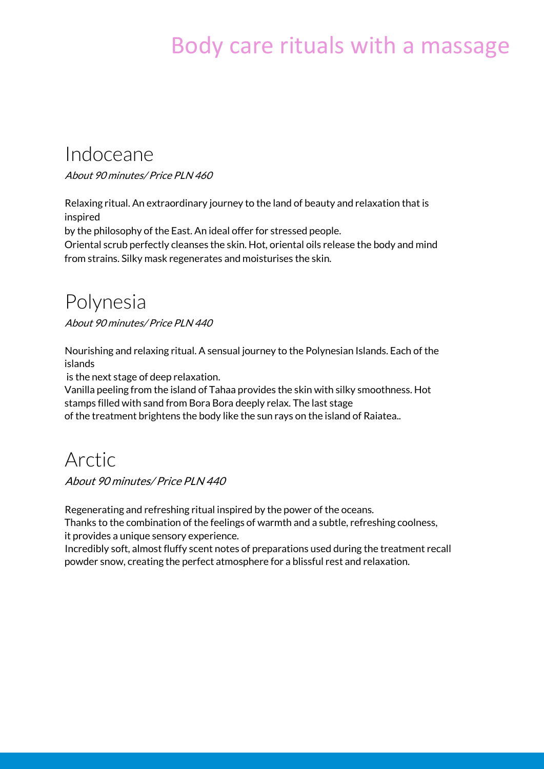# Body care rituals with a massage

## Indoceane

*About 90 minutes/ Price PLN 460*

Relaxing ritual. An extraordinary journey to the land of beauty and relaxation that is inspired by the philosophy of the East. An ideal offer for stressed people.
Oriental scrub perfectly cleanses the skin. Hot, oriental oils release the body and mind from strains. Silky mask regenerates and moisturises the skin.

## Polynesia

*About 90 minutes/ Price PLN 440*

Nourishing and relaxing ritual. A sensual journey to the Polynesian Islands. Each of the islands is the next stage of deep relaxation.
Vanilla peeling from the island of Tahaa provides the skin with silky smoothness. Hot stamps filled with sand from Bora Bora deeply relax. The last stage of the treatment brightens the body like the sun rays on the island of Raiatea..

## Arctic

*About 90 minutes/ Price PLN 440*

Regenerating and refreshing ritual inspired by the power of the oceans.
Thanks to the combination of the feelings of warmth and a subtle, refreshing coolness, it provides a unique sensory experience.
Incredibly soft, almost fluffy scent notes of preparations used during the treatment recall powder snow, creating the perfect atmosphere for a blissful rest and relaxation.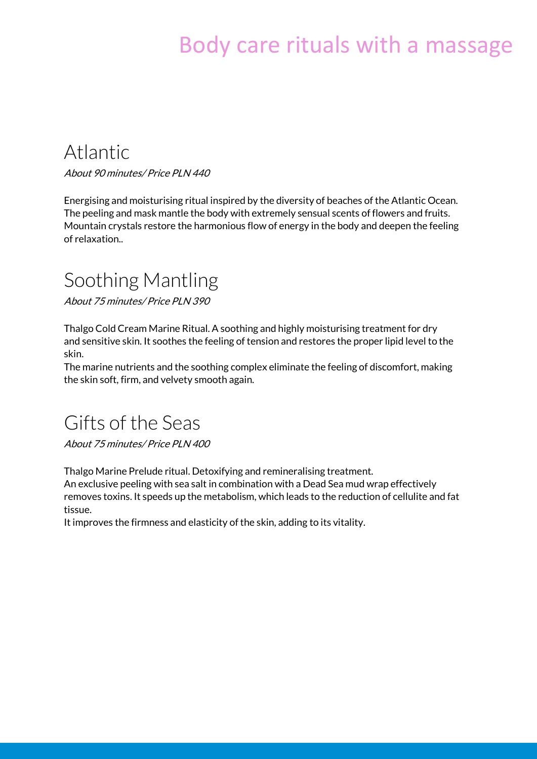# Body care rituals with a massage

## Atlantic

*About 90 minutes/ Price PLN 440*

Energising and moisturising ritual inspired by the diversity of beaches of the Atlantic Ocean. The peeling and mask mantle the body with extremely sensual scents of flowers and fruits. Mountain crystals restore the harmonious flow of energy in the body and deepen the feeling of relaxation..

## Soothing Mantling

*About 75 minutes/ Price PLN 390*

Thalgo Cold Cream Marine Ritual. A soothing and highly moisturising treatment for dry and sensitive skin. It soothes the feeling of tension and restores the proper lipid level to the skin.

The marine nutrients and the soothing complex eliminate the feeling of discomfort, making the skin soft, firm, and velvety smooth again.

## Gifts of the Seas

*About 75 minutes/ Price PLN 400*

Thalgo Marine Prelude ritual. Detoxifying and remineralising treatment.

An exclusive peeling with sea salt in combination with a Dead Sea mud wrap effectively removes toxins. It speeds up the metabolism, which leads to the reduction of cellulite and fat tissue.

It improves the firmness and elasticity of the skin, adding to its vitality.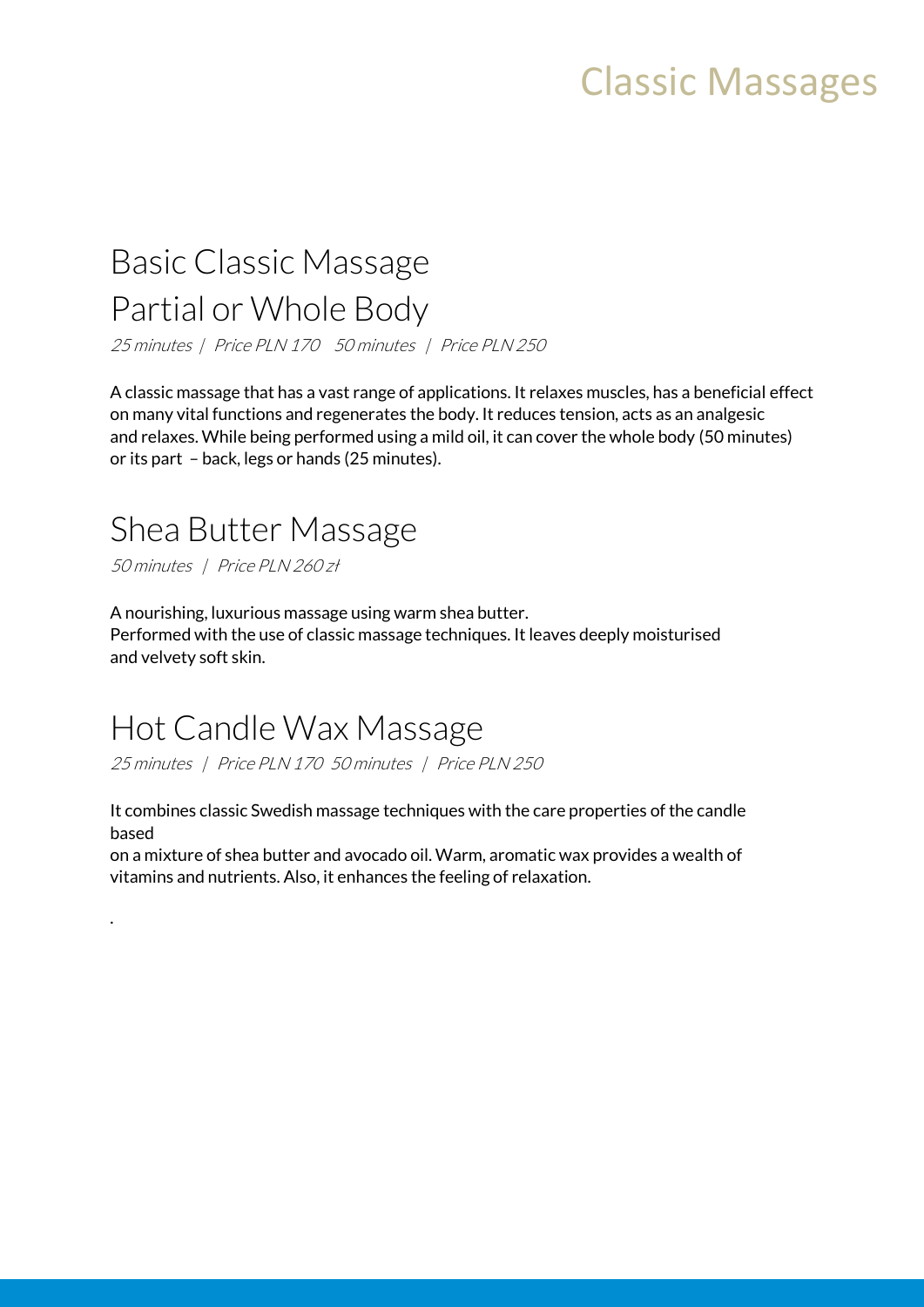# Classic Massages

## Basic Classic Massage
## Partial or Whole Body

*25 minutes | Price PLN 170 50 minutes | Price PLN 250*

A classic massage that has a vast range of applications. It relaxes muscles, has a beneficial effect on many vital functions and regenerates the body. It reduces tension, acts as an analgesic and relaxes. While being performed using a mild oil, it can cover the whole body (50 minutes) or its part – back, legs or hands (25 minutes).

## Shea Butter Massage

*50 minutes | Price PLN 260 zł*

A nourishing, luxurious massage using warm shea butter.
Performed with the use of classic massage techniques. It leaves deeply moisturised and velvety soft skin.

## Hot Candle Wax Massage

*25 minutes | Price PLN 170 50 minutes | Price PLN 250*

It combines classic Swedish massage techniques with the care properties of the candle based
on a mixture of shea butter and avocado oil. Warm, aromatic wax provides a wealth of vitamins and nutrients. Also, it enhances the feeling of relaxation.

.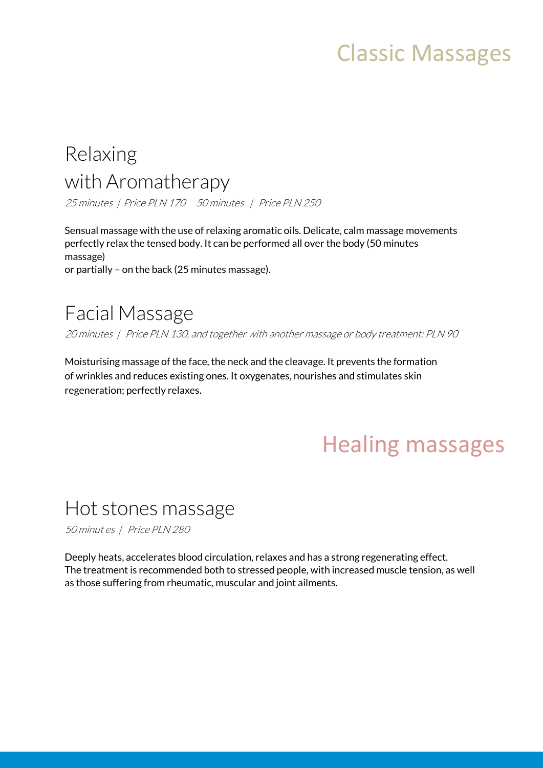# Classic Massages

## Relaxing with Aromatherapy

*25 minutes | Price PLN 170    50 minutes | Price PLN 250*

Sensual massage with the use of relaxing aromatic oils. Delicate, calm massage movements perfectly relax the tensed body. It can be performed all over the body (50 minutes massage)
or partially – on the back (25 minutes massage).

## Facial Massage

*20 minutes | Price PLN 130, and together with another massage or body treatment: PLN 90*

Moisturising massage of the face, the neck and the cleavage. It prevents the formation of wrinkles and reduces existing ones. It oxygenates, nourishes and stimulates skin regeneration; perfectly relaxes.

# Healing massages

## Hot stones massage

*50 minut es | Price PLN 280*

Deeply heats, accelerates blood circulation, relaxes and has a strong regenerating effect. The treatment is recommended both to stressed people, with increased muscle tension, as well as those suffering from rheumatic, muscular and joint ailments.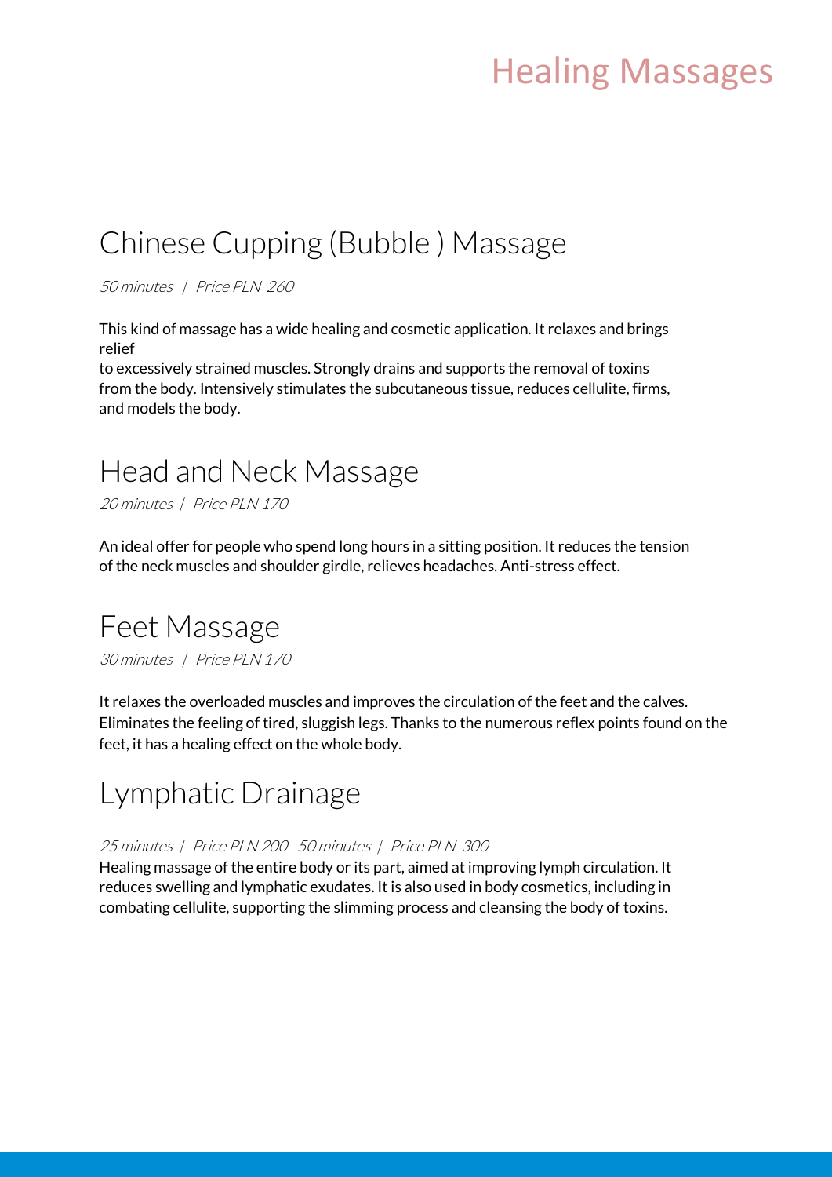# Healing Massages

## Chinese Cupping (Bubble ) Massage

*50 minutes | Price PLN 260*

This kind of massage has a wide healing and cosmetic application. It relaxes and brings relief
to excessively strained muscles. Strongly drains and supports the removal of toxins from the body. Intensively stimulates the subcutaneous tissue, reduces cellulite, firms, and models the body.

## Head and Neck Massage

*20 minutes | Price PLN 170*

An ideal offer for people who spend long hours in a sitting position. It reduces the tension of the neck muscles and shoulder girdle, relieves headaches. Anti-stress effect.

## Feet Massage

*30 minutes | Price PLN 170*

It relaxes the overloaded muscles and improves the circulation of the feet and the calves. Eliminates the feeling of tired, sluggish legs. Thanks to the numerous reflex points found on the feet, it has a healing effect on the whole body.

## Lymphatic Drainage

*25 minutes | Price PLN 200 50 minutes | Price PLN 300*

Healing massage of the entire body or its part, aimed at improving lymph circulation. It reduces swelling and lymphatic exudates. It is also used in body cosmetics, including in combating cellulite, supporting the slimming process and cleansing the body of toxins.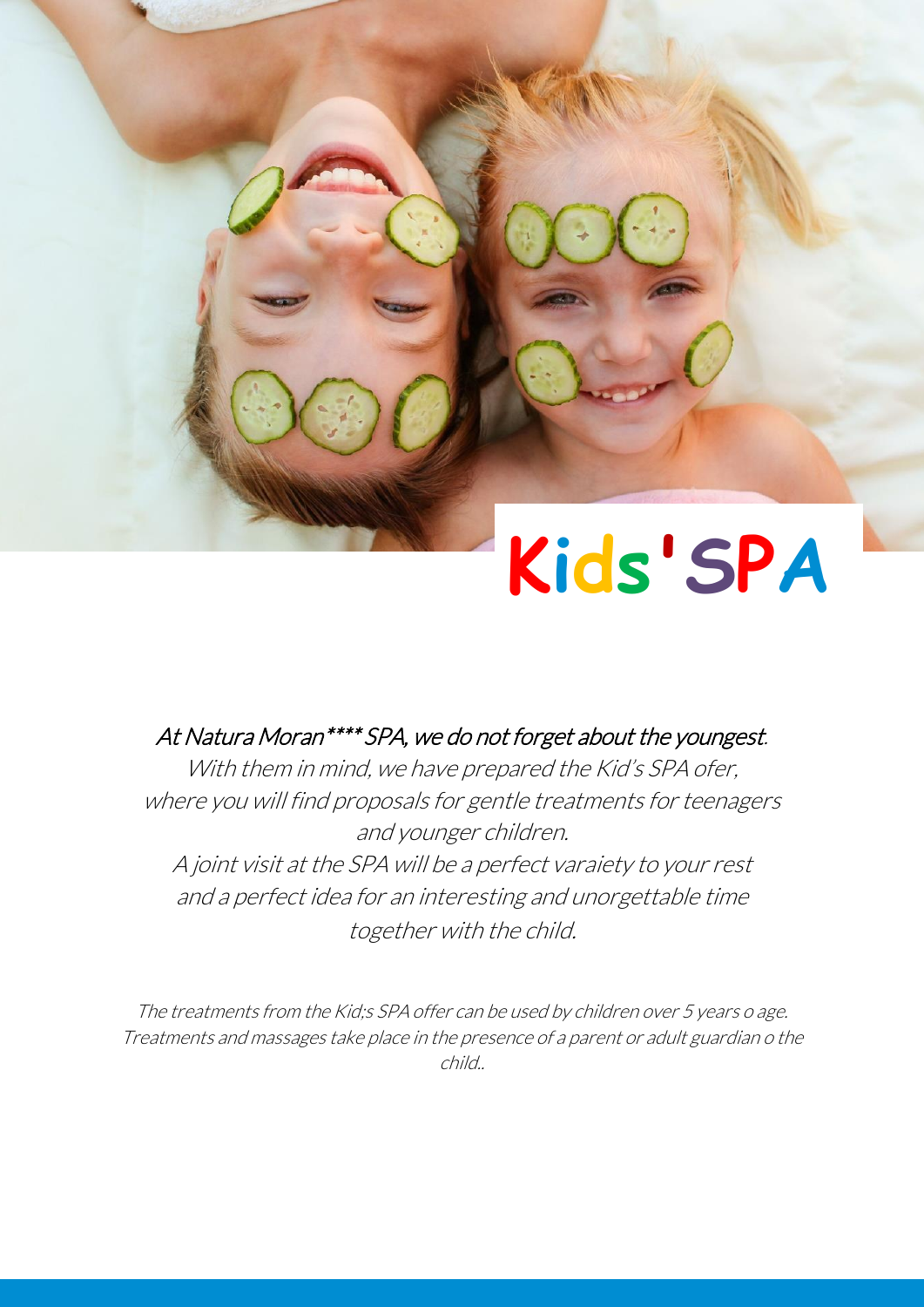# Kids'SPA

*At Natura Moran\*\*\*\* SPA, we do not forget about the youngest.*
*With them in mind, we have prepared the Kid's SPA ofer, where you will find proposals for gentle treatments for teenagers and younger children.*
*A joint visit at the SPA will be a perfect varaiety to your rest and a perfect idea for an interesting and unorgettable time together with the child.*

*The treatments from the Kid;s SPA offer can be used by children over 5 years o age. Treatments and massages take place in the presence of a parent or adult guardian o the child..*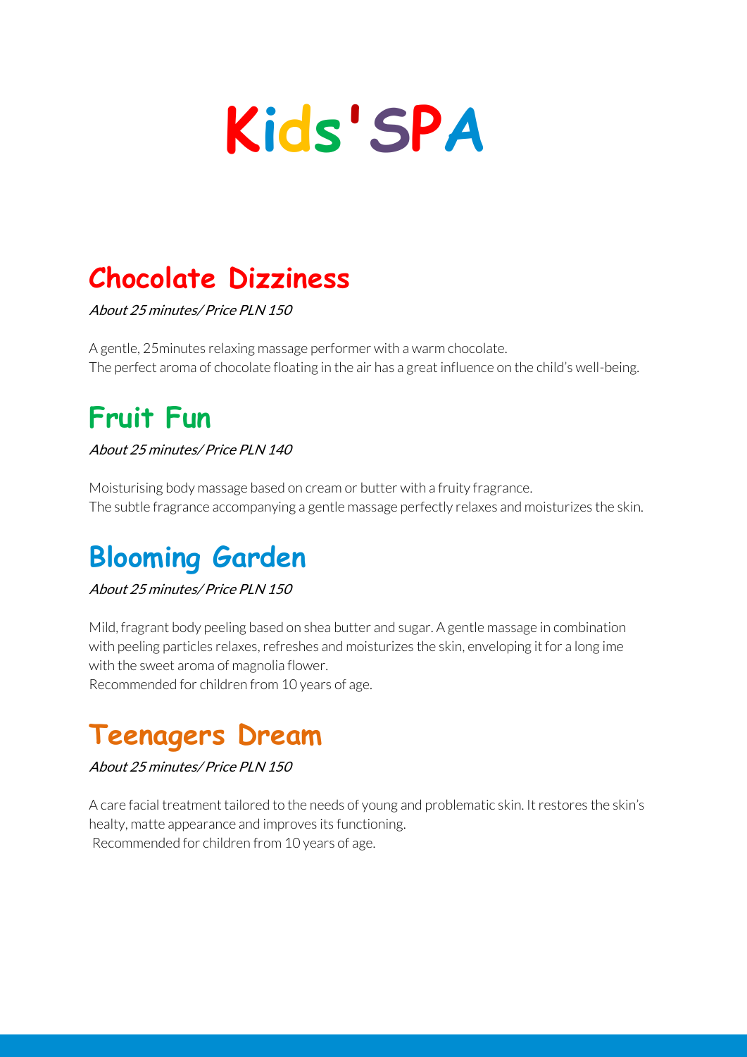# Kids'SPA

## Chocolate Dizziness

*About 25 minutes/ Price PLN 150*

A gentle, 25minutes relaxing massage performer with a warm chocolate.
The perfect aroma of chocolate floating in the air has a great influence on the child's well-being.

## Fruit Fun

*About 25 minutes/ Price PLN 140*

Moisturising body massage based on cream or butter with a fruity fragrance.
The subtle fragrance accompanying a gentle massage perfectly relaxes and moisturizes the skin.

## Blooming Garden

*About 25 minutes/ Price PLN 150*

Mild, fragrant body peeling based on shea butter and sugar. A gentle massage in combination with peeling particles relaxes, refreshes and moisturizes the skin, enveloping it for a long ime with the sweet aroma of magnolia flower.
Recommended for children from 10 years of age.

## Teenagers Dream

*About 25 minutes/ Price PLN 150*

A care facial treatment tailored to the needs of young and problematic skin. It restores the skin's healty, matte appearance and improves its functioning.
Recommended for children from 10 years of age.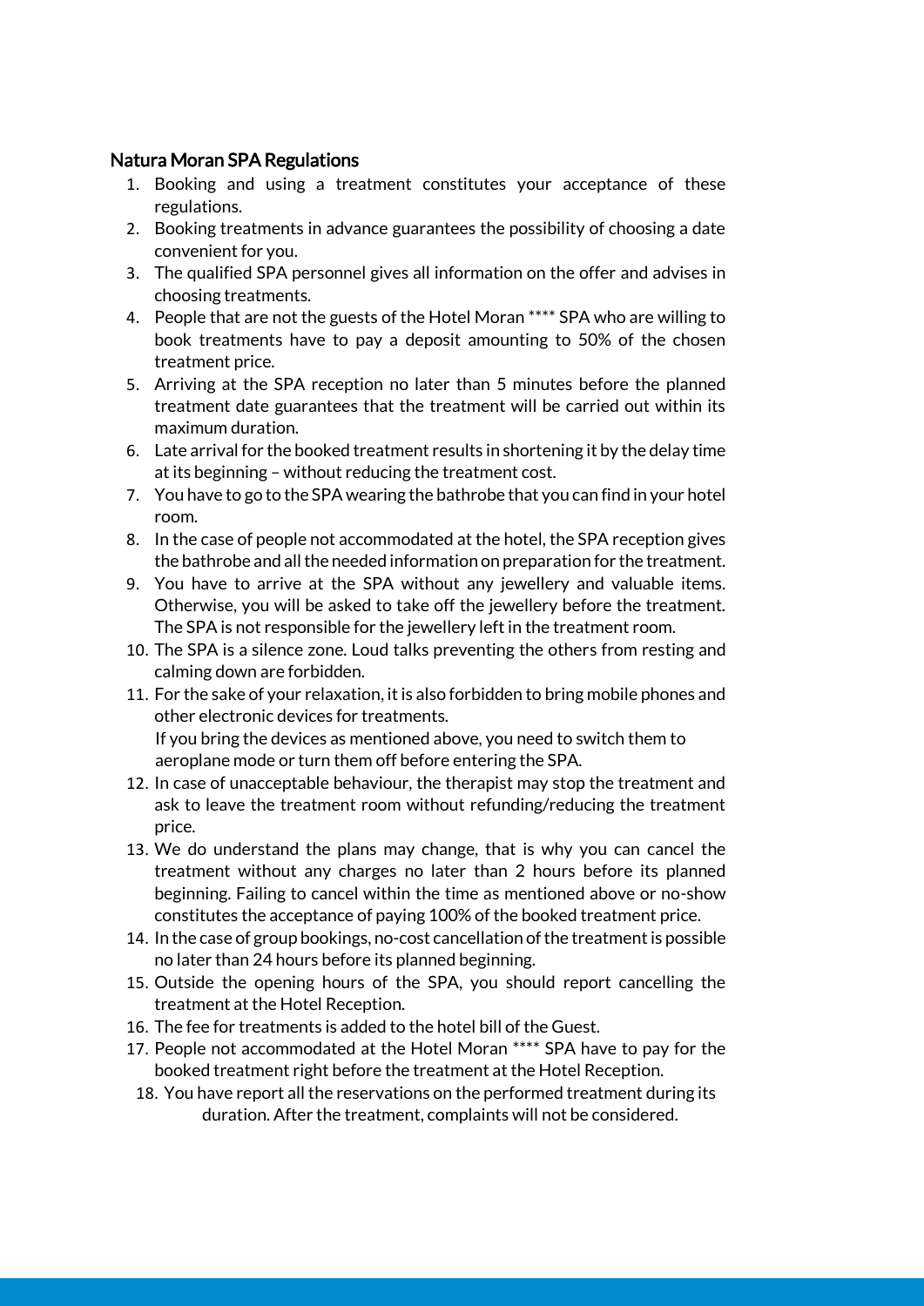## Natura Moran SPA Regulations

1. Booking and using a treatment constitutes your acceptance of these regulations.
2. Booking treatments in advance guarantees the possibility of choosing a date convenient for you.
3. The qualified SPA personnel gives all information on the offer and advises in choosing treatments.
4. People that are not the guests of the Hotel Moran **** SPA who are willing to book treatments have to pay a deposit amounting to 50% of the chosen treatment price.
5. Arriving at the SPA reception no later than 5 minutes before the planned treatment date guarantees that the treatment will be carried out within its maximum duration.
6. Late arrival for the booked treatment results in shortening it by the delay time at its beginning – without reducing the treatment cost.
7. You have to go to the SPA wearing the bathrobe that you can find in your hotel room.
8. In the case of people not accommodated at the hotel, the SPA reception gives the bathrobe and all the needed information on preparation for the treatment.
9. You have to arrive at the SPA without any jewellery and valuable items. Otherwise, you will be asked to take off the jewellery before the treatment. The SPA is not responsible for the jewellery left in the treatment room.
10. The SPA is a silence zone. Loud talks preventing the others from resting and calming down are forbidden.
11. For the sake of your relaxation, it is also forbidden to bring mobile phones and other electronic devices for treatments.
    If you bring the devices as mentioned above, you need to switch them to aeroplane mode or turn them off before entering the SPA.
12. In case of unacceptable behaviour, the therapist may stop the treatment and ask to leave the treatment room without refunding/reducing the treatment price.
13. We do understand the plans may change, that is why you can cancel the treatment without any charges no later than 2 hours before its planned beginning. Failing to cancel within the time as mentioned above or no-show constitutes the acceptance of paying 100% of the booked treatment price.
14. In the case of group bookings, no-cost cancellation of the treatment is possible no later than 24 hours before its planned beginning.
15. Outside the opening hours of the SPA, you should report cancelling the treatment at the Hotel Reception.
16. The fee for treatments is added to the hotel bill of the Guest.
17. People not accommodated at the Hotel Moran **** SPA have to pay for the booked treatment right before the treatment at the Hotel Reception.
18. You have report all the reservations on the performed treatment during its duration. After the treatment, complaints will not be considered.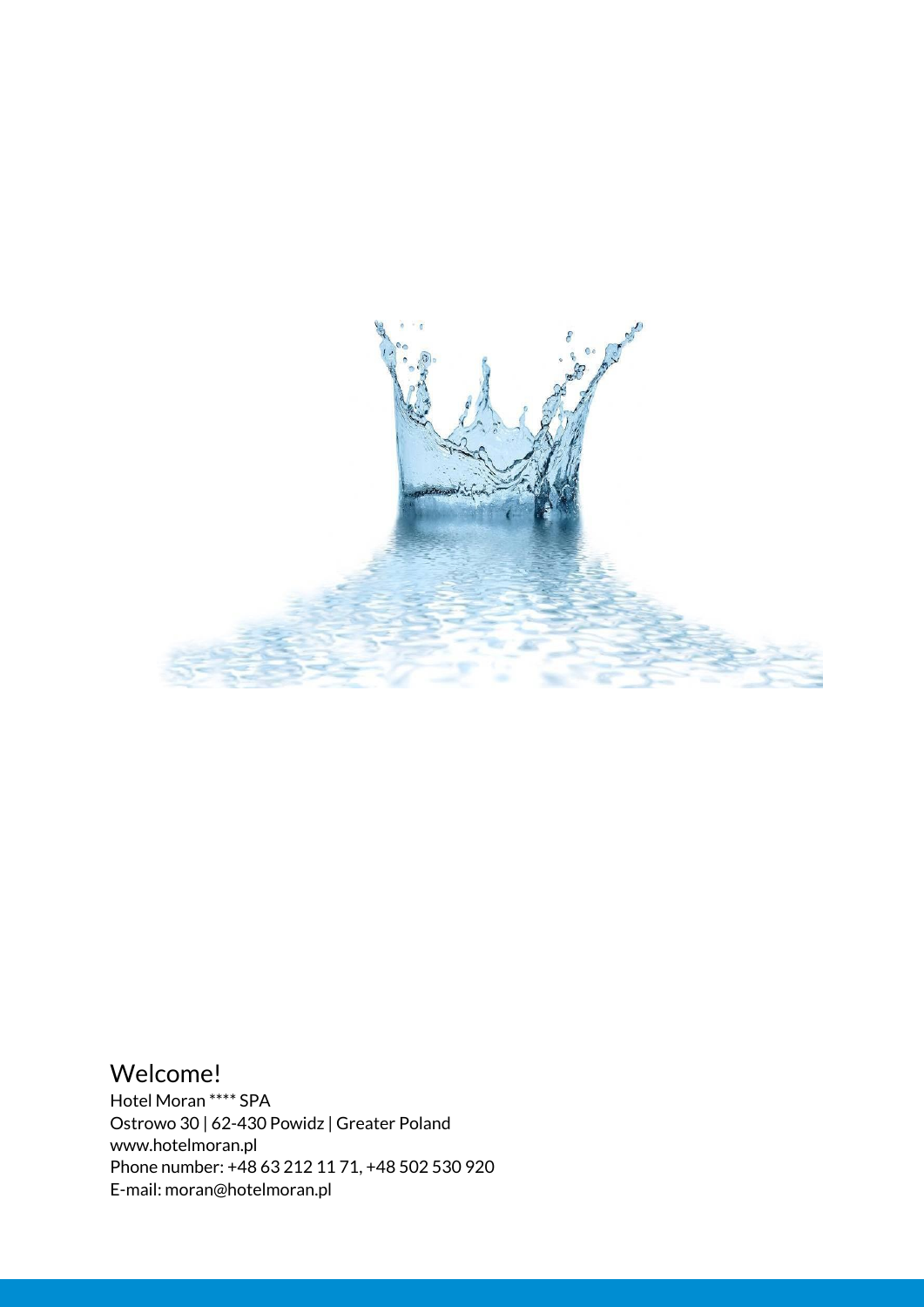# Welcome!

Hotel Moran **** SPA
Ostrowo 30 | 62-430 Powidz | Greater Poland
www.hotelmoran.pl
Phone number: +48 63 212 11 71, +48 502 530 920
E-mail: moran@hotelmoran.pl